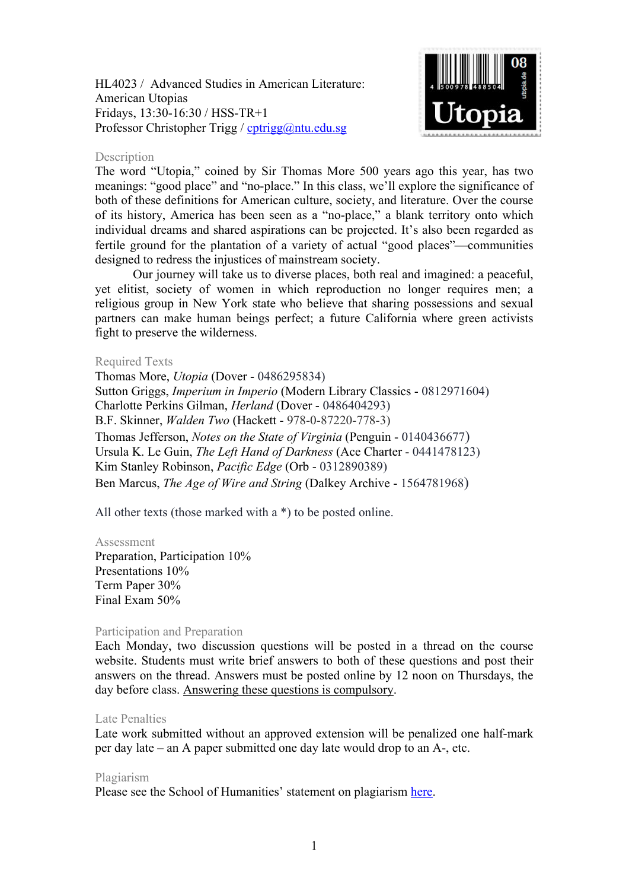HL4023 / Advanced Studies in American Literature:
American Utopias
Fridays, 13:30-16:30 / HSS-TR+1
Professor Christopher Trigg / [cptrigg@ntu.edu.sg](mailto:cptrigg@ntu.edu.sg)

## Description

The word "Utopia," coined by Sir Thomas More 500 years ago this year, has two meanings: "good place" and "no-place." In this class, we'll explore the significance of both of these definitions for American culture, society, and literature. Over the course of its history, America has been seen as a "no-place," a blank territory onto which individual dreams and shared aspirations can be projected. It's also been regarded as fertile ground for the plantation of a variety of actual "good places"—communities designed to redress the injustices of mainstream society.

Our journey will take us to diverse places, both real and imagined: a peaceful, yet elitist, society of women in which reproduction no longer requires men; a religious group in New York state who believe that sharing possessions and sexual partners can make human beings perfect; a future California where green activists fight to preserve the wilderness.

## Required Texts

Thomas More, *Utopia* (Dover - 0486295834)
Sutton Griggs, *Imperium in Imperio* (Modern Library Classics - 0812971604)
Charlotte Perkins Gilman, *Herland* (Dover - 0486404293)
B.F. Skinner, *Walden Two* (Hackett - 978-0-87220-778-3)
Thomas Jefferson, *Notes on the State of Virginia* (Penguin - 0140436677)
Ursula K. Le Guin, *The Left Hand of Darkness* (Ace Charter - 0441478123)
Kim Stanley Robinson, *Pacific Edge* (Orb - 0312890389)
Ben Marcus, *The Age of Wire and String* (Dalkey Archive - 1564781968)

All other texts (those marked with a *) to be posted online.

## Assessment

Preparation, Participation 10%
Presentations 10%
Term Paper 30%
Final Exam 50%

## Participation and Preparation

Each Monday, two discussion questions will be posted in a thread on the course website. Students must write brief answers to both of these questions and post their answers on the thread. Answers must be posted online by 12 noon on Thursdays, the day before class. Answering these questions is compulsory.

## Late Penalties

Late work submitted without an approved extension will be penalized one half-mark per day late – an A paper submitted one day late would drop to an A-, etc.

## Plagiarism

Please see the School of Humanities' statement on plagiarism here.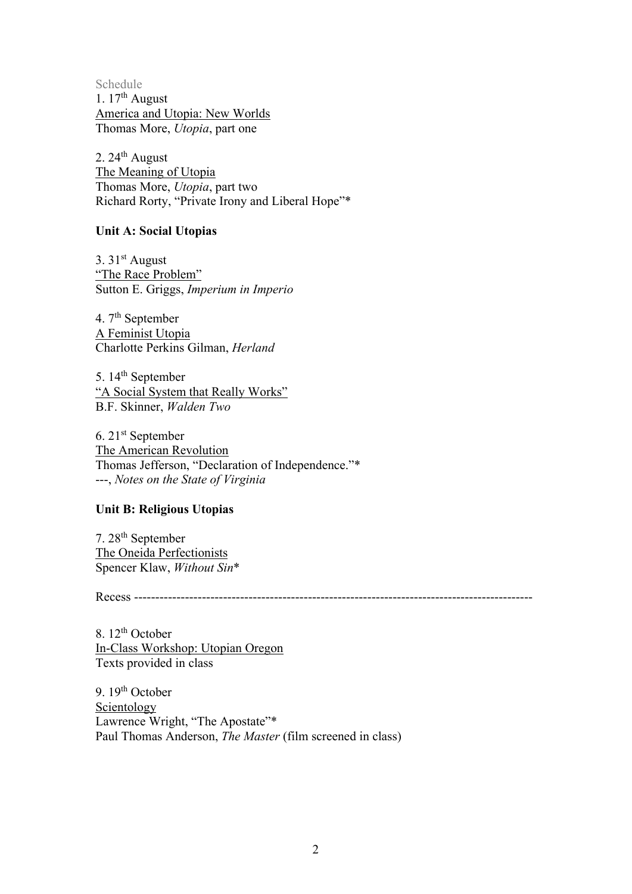Schedule

1. 17th August
<u>America and Utopia: New Worlds</u>
Thomas More, *Utopia*, part one

2. 24th August
<u>The Meaning of Utopia</u>
Thomas More, *Utopia*, part two
Richard Rorty, "Private Irony and Liberal Hope"*

**Unit A: Social Utopias**

3. 31st August
<u>"The Race Problem"</u>
Sutton E. Griggs, *Imperium in Imperio*

4. 7th September
<u>A Feminist Utopia</u>
Charlotte Perkins Gilman, *Herland*

5. 14th September
<u>"A Social System that Really Works"</u>
B.F. Skinner, *Walden Two*

6. 21st September
<u>The American Revolution</u>
Thomas Jefferson, "Declaration of Independence."*
---, *Notes on the State of Virginia*

**Unit B: Religious Utopias**

7. 28th September
<u>The Oneida Perfectionists</u>
Spencer Klaw, *Without Sin**

Recess ---------------------------------------------------------------------------------------------

8. 12th October
<u>In-Class Workshop: Utopian Oregon</u>
Texts provided in class

9. 19th October
<u>Scientology</u>
Lawrence Wright, "The Apostate"*
Paul Thomas Anderson, *The Master* (film screened in class)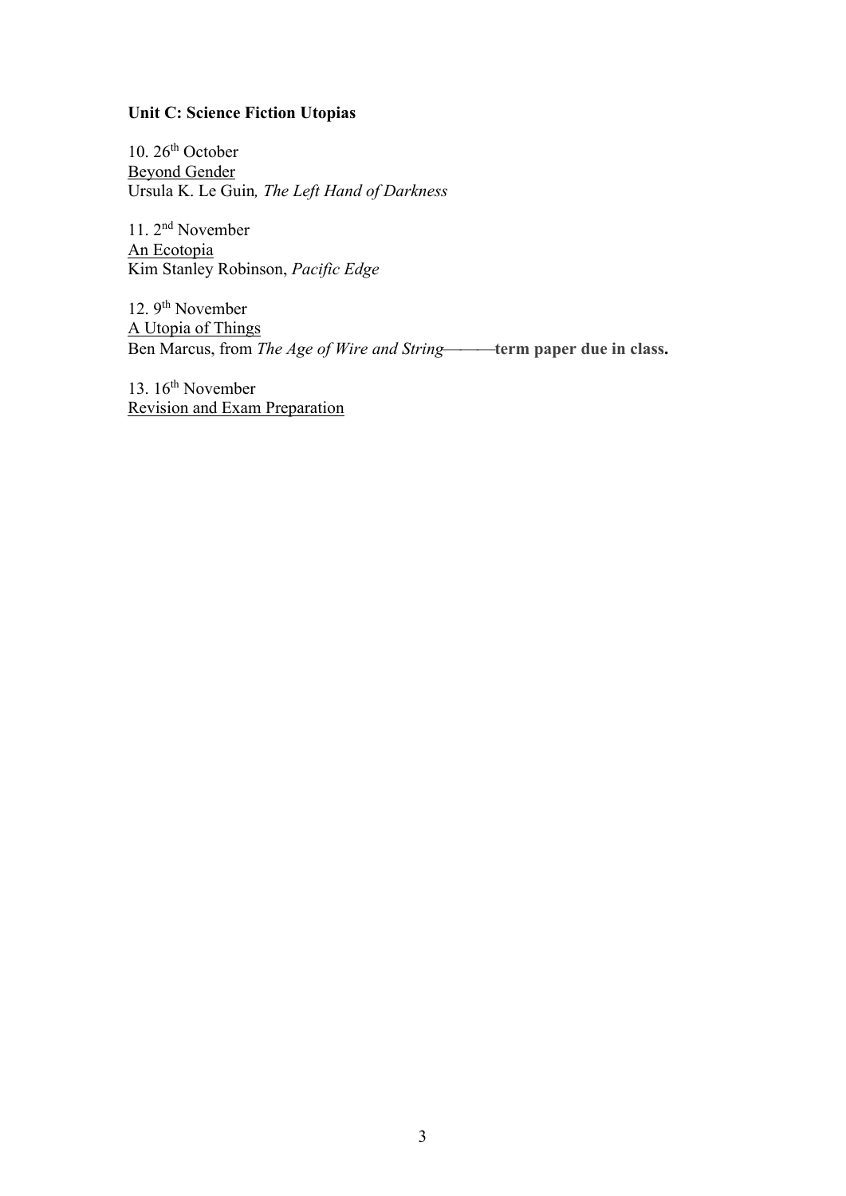**Unit C: Science Fiction Utopias**

10. 26th October
Beyond Gender
Ursula K. Le Guin*, The Left Hand of Darkness*

11. 2nd November
An Ecotopia
Kim Stanley Robinson, *Pacific Edge*

12. 9th November
A Utopia of Things
Ben Marcus, from *The Age of Wire and String*——**term paper due in class.**

13. 16th November
Revision and Exam Preparation